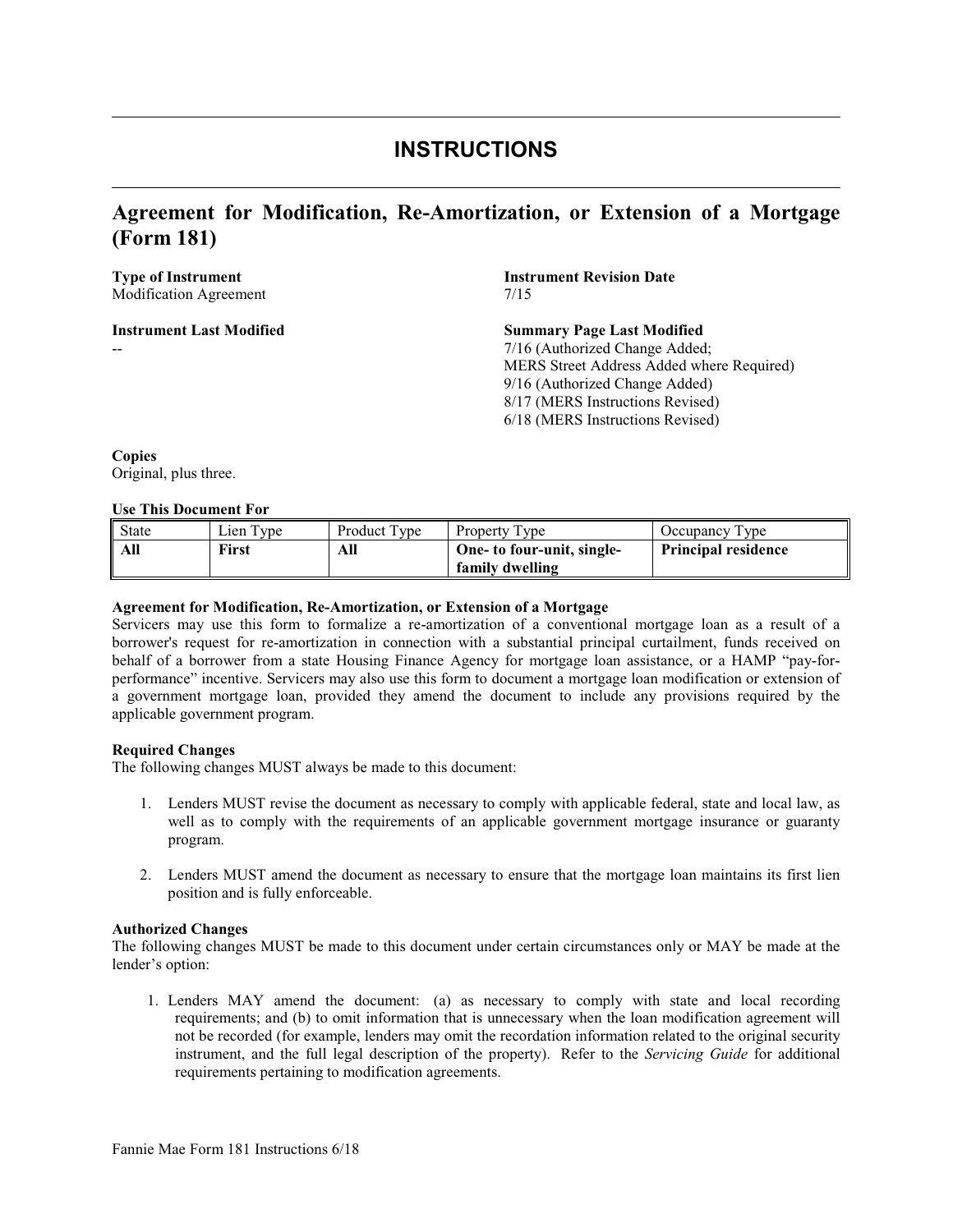# INSTRUCTIONS

## Agreement for Modification, Re-Amortization, or Extension of a Mortgage (Form 181)

**Type of Instrument**
Modification Agreement

**Instrument Revision Date**
7/15

**Instrument Last Modified**
--

**Summary Page Last Modified**
7/16 (Authorized Change Added;
MERS Street Address Added where Required)
9/16 (Authorized Change Added)
8/17 (MERS Instructions Revised)
6/18 (MERS Instructions Revised)

**Copies**
Original, plus three.

**Use This Document For**

| State | Lien Type | Product Type | Property Type | Occupancy Type |
|---|---|---|---|---|
| **All** | **First** | **All** | **One- to four-unit, single-family dwelling** | **Principal residence** |

**Agreement for Modification, Re-Amortization, or Extension of a Mortgage**
Servicers may use this form to formalize a re-amortization of a conventional mortgage loan as a result of a borrower's request for re-amortization in connection with a substantial principal curtailment, funds received on behalf of a borrower from a state Housing Finance Agency for mortgage loan assistance, or a HAMP "pay-for-performance" incentive. Servicers may also use this form to document a mortgage loan modification or extension of a government mortgage loan, provided they amend the document to include any provisions required by the applicable government program.

**Required Changes**
The following changes MUST always be made to this document:

1. Lenders MUST revise the document as necessary to comply with applicable federal, state and local law, as well as to comply with the requirements of an applicable government mortgage insurance or guaranty program.

2. Lenders MUST amend the document as necessary to ensure that the mortgage loan maintains its first lien position and is fully enforceable.

**Authorized Changes**
The following changes MUST be made to this document under certain circumstances only or MAY be made at the lender's option:

1. Lenders MAY amend the document: (a) as necessary to comply with state and local recording requirements; and (b) to omit information that is unnecessary when the loan modification agreement will not be recorded (for example, lenders may omit the recordation information related to the original security instrument, and the full legal description of the property). Refer to the *Servicing Guide* for additional requirements pertaining to modification agreements.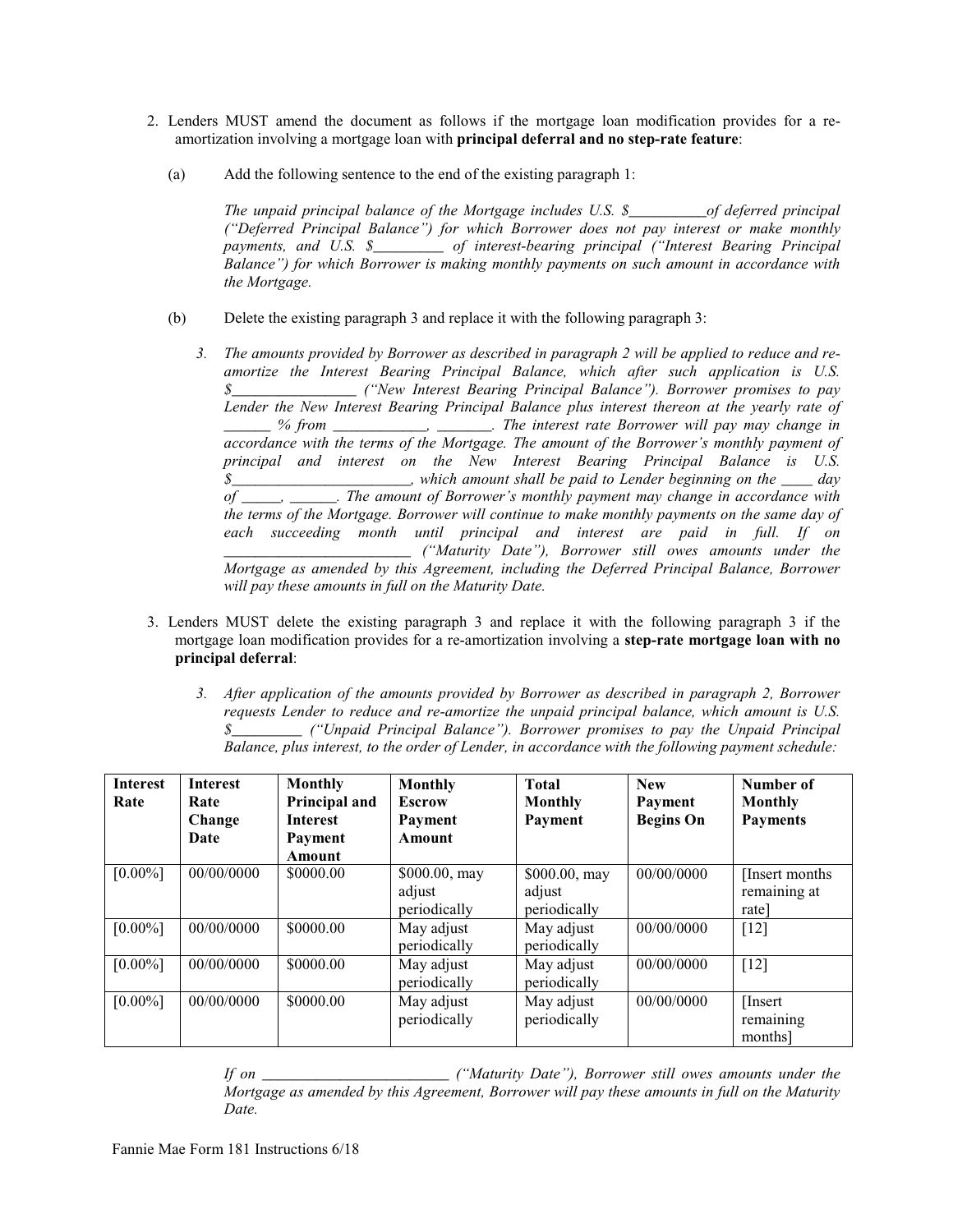2. Lenders MUST amend the document as follows if the mortgage loan modification provides for a re-amortization involving a mortgage loan with **principal deferral and no step-rate feature**:

   (a) Add the following sentence to the end of the existing paragraph 1:

   *The unpaid principal balance of the Mortgage includes U.S. $__________of deferred principal ("Deferred Principal Balance") for which Borrower does not pay interest or make monthly payments, and U.S. $_________ of interest-bearing principal ("Interest Bearing Principal Balance") for which Borrower is making monthly payments on such amount in accordance with the Mortgage.*

   (b) Delete the existing paragraph 3 and replace it with the following paragraph 3:

   *3. The amounts provided by Borrower as described in paragraph 2 will be applied to reduce and re-amortize the Interest Bearing Principal Balance, which after such application is U.S. $________________ ("New Interest Bearing Principal Balance"). Borrower promises to pay Lender the New Interest Bearing Principal Balance plus interest thereon at the yearly rate of ______ % from ____________, _______. The interest rate Borrower will pay may change in accordance with the terms of the Mortgage. The amount of the Borrower's monthly payment of principal and interest on the New Interest Bearing Principal Balance is U.S. $_______________________, which amount shall be paid to Lender beginning on the ____ day of _____, ______. The amount of Borrower's monthly payment may change in accordance with the terms of the Mortgage. Borrower will continue to make monthly payments on the same day of each succeeding month until principal and interest are paid in full. If on ________________________ ("Maturity Date"), Borrower still owes amounts under the Mortgage as amended by this Agreement, including the Deferred Principal Balance, Borrower will pay these amounts in full on the Maturity Date.*

3. Lenders MUST delete the existing paragraph 3 and replace it with the following paragraph 3 if the mortgage loan modification provides for a re-amortization involving a **step-rate mortgage loan with no principal deferral**:

   *3. After application of the amounts provided by Borrower as described in paragraph 2, Borrower requests Lender to reduce and re-amortize the unpaid principal balance, which amount is U.S. $_________ ("Unpaid Principal Balance"). Borrower promises to pay the Unpaid Principal Balance, plus interest, to the order of Lender, in accordance with the following payment schedule:*

| Interest Rate | Interest Rate Change Date | Monthly Principal and Interest Payment Amount | Monthly Escrow Payment Amount | Total Monthly Payment | New Payment Begins On | Number of Monthly Payments |
|---|---|---|---|---|---|---|
| [0.00%] | 00/00/0000 | $0000.00 | $000.00, may adjust periodically | $000.00, may adjust periodically | 00/00/0000 | [Insert months remaining at rate] |
| [0.00%] | 00/00/0000 | $0000.00 | May adjust periodically | May adjust periodically | 00/00/0000 | [12] |
| [0.00%] | 00/00/0000 | $0000.00 | May adjust periodically | May adjust periodically | 00/00/0000 | [12] |
| [0.00%] | 00/00/0000 | $0000.00 | May adjust periodically | May adjust periodically | 00/00/0000 | [Insert remaining months] |

   *If on ________________________ ("Maturity Date"), Borrower still owes amounts under the Mortgage as amended by this Agreement, Borrower will pay these amounts in full on the Maturity Date.*

Fannie Mae Form 181 Instructions 6/18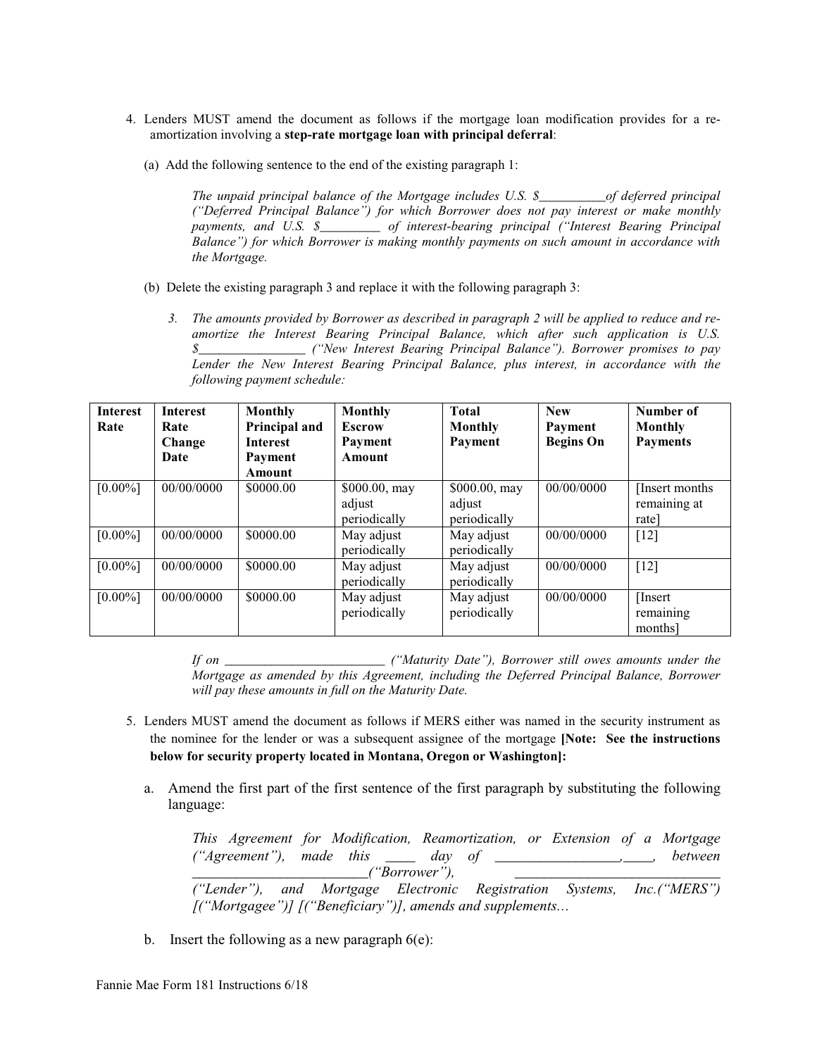4. Lenders MUST amend the document as follows if the mortgage loan modification provides for a re-amortization involving a **step-rate mortgage loan with principal deferral**:

   (a) Add the following sentence to the end of the existing paragraph 1:

   > *The unpaid principal balance of the Mortgage includes U.S. $__________of deferred principal ("Deferred Principal Balance") for which Borrower does not pay interest or make monthly payments, and U.S. $_________ of interest-bearing principal ("Interest Bearing Principal Balance") for which Borrower is making monthly payments on such amount in accordance with the Mortgage.*

   (b) Delete the existing paragraph 3 and replace it with the following paragraph 3:

   > *3. The amounts provided by Borrower as described in paragraph 2 will be applied to reduce and re-amortize the Interest Bearing Principal Balance, which after such application is U.S. $________________ ("New Interest Bearing Principal Balance"). Borrower promises to pay Lender the New Interest Bearing Principal Balance, plus interest, in accordance with the following payment schedule:*

| Interest Rate | Interest Rate Change Date | Monthly Principal and Interest Payment Amount | Monthly Escrow Payment Amount | Total Monthly Payment | New Payment Begins On | Number of Monthly Payments |
|---|---|---|---|---|---|---|
| [0.00%] | 00/00/0000 | $0000.00 | $000.00, may adjust periodically | $000.00, may adjust periodically | 00/00/0000 | [Insert months remaining at rate] |
| [0.00%] | 00/00/0000 | $0000.00 | May adjust periodically | May adjust periodically | 00/00/0000 | [12] |
| [0.00%] | 00/00/0000 | $0000.00 | May adjust periodically | May adjust periodically | 00/00/0000 | [12] |
| [0.00%] | 00/00/0000 | $0000.00 | May adjust periodically | May adjust periodically | 00/00/0000 | [Insert remaining months] |

> *If on ________________________ ("Maturity Date"), Borrower still owes amounts under the Mortgage as amended by this Agreement, including the Deferred Principal Balance, Borrower will pay these amounts in full on the Maturity Date.*

5. Lenders MUST amend the document as follows if MERS either was named in the security instrument as the nominee for the lender or was a subsequent assignee of the mortgage **[Note: See the instructions below for security property located in Montana, Oregon or Washington]:**

   a. Amend the first part of the first sentence of the first paragraph by substituting the following language:

   > *This Agreement for Modification, Reamortization, or Extension of a Mortgage ("Agreement"), made this ____ day of _________________,____, between ________________________("Borrower"), ____________________________ ("Lender"), and Mortgage Electronic Registration Systems, Inc.("MERS") [("Mortgagee")] [("Beneficiary")], amends and supplements…*

   b. Insert the following as a new paragraph 6(e):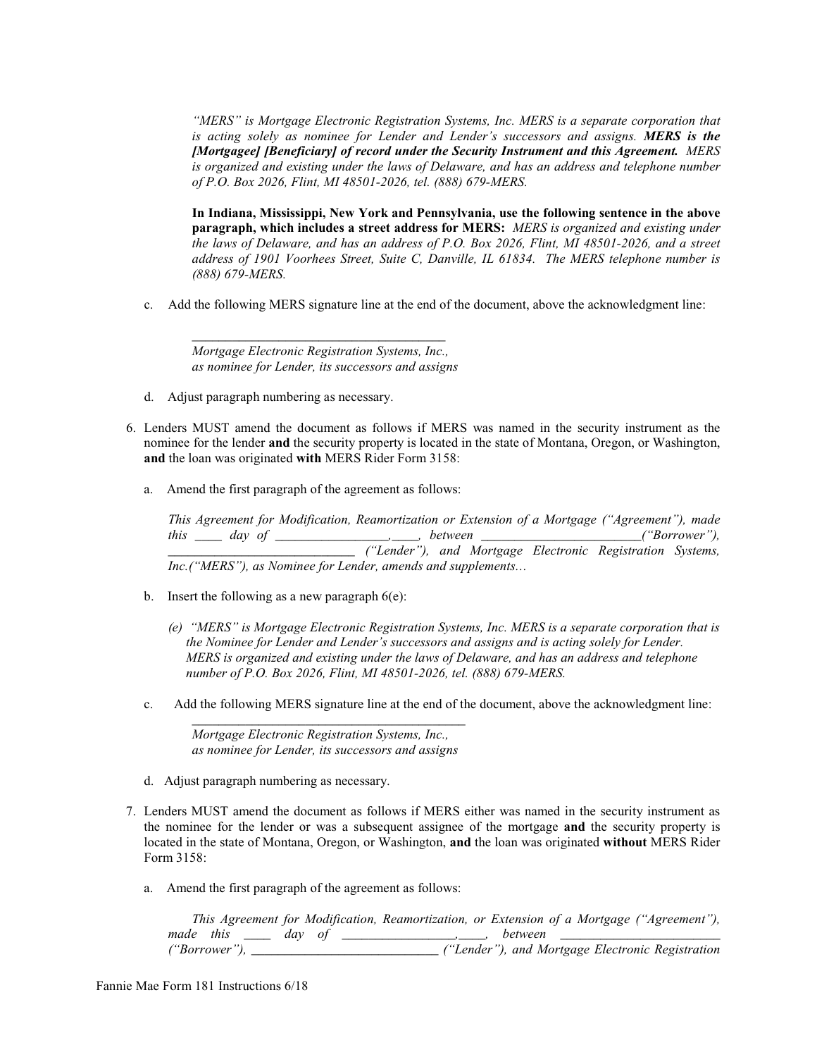*"MERS" is Mortgage Electronic Registration Systems, Inc. MERS is a separate corporation that is acting solely as nominee for Lender and Lender's successors and assigns.* ***MERS is the [Mortgagee] [Beneficiary] of record under the Security Instrument and this Agreement.*** *MERS is organized and existing under the laws of Delaware, and has an address and telephone number of P.O. Box 2026, Flint, MI 48501-2026, tel. (888) 679-MERS.*

**In Indiana, Mississippi, New York and Pennsylvania, use the following sentence in the above paragraph, which includes a street address for MERS:** *MERS is organized and existing under the laws of Delaware, and has an address of P.O. Box 2026, Flint, MI 48501-2026, and a street address of 1901 Voorhees Street, Suite C, Danville, IL 61834. The MERS telephone number is (888) 679-MERS.*

c. Add the following MERS signature line at the end of the document, above the acknowledgment line:

_______________________________________
*Mortgage Electronic Registration Systems, Inc.,*
*as nominee for Lender, its successors and assigns*

d. Adjust paragraph numbering as necessary.

6. Lenders MUST amend the document as follows if MERS was named in the security instrument as the nominee for the lender **and** the security property is located in the state of Montana, Oregon, or Washington, **and** the loan was originated **with** MERS Rider Form 3158:

   a. Amend the first paragraph of the agreement as follows:

   *This Agreement for Modification, Reamortization or Extension of a Mortgage ("Agreement"), made this ____ day of _________________,____, between ________________________("Borrower"), ____________________________ ("Lender"), and Mortgage Electronic Registration Systems, Inc.("MERS"), as Nominee for Lender, amends and supplements…*

   b. Insert the following as a new paragraph 6(e):

   *(e) "MERS" is Mortgage Electronic Registration Systems, Inc. MERS is a separate corporation that is the Nominee for Lender and Lender's successors and assigns and is acting solely for Lender. MERS is organized and existing under the laws of Delaware, and has an address and telephone number of P.O. Box 2026, Flint, MI 48501-2026, tel. (888) 679-MERS.*

   c. Add the following MERS signature line at the end of the document, above the acknowledgment line:

   __________________________________________
   *Mortgage Electronic Registration Systems, Inc.,*
   *as nominee for Lender, its successors and assigns*

   d. Adjust paragraph numbering as necessary.

7. Lenders MUST amend the document as follows if MERS either was named in the security instrument as the nominee for the lender or was a subsequent assignee of the mortgage **and** the security property is located in the state of Montana, Oregon, or Washington, **and** the loan was originated **without** MERS Rider Form 3158:

   a. Amend the first paragraph of the agreement as follows:

   *This Agreement for Modification, Reamortization, or Extension of a Mortgage ("Agreement"), made this ____ day of _________________,____, between ________________________ ("Borrower"), ____________________________ ("Lender"), and Mortgage Electronic Registration*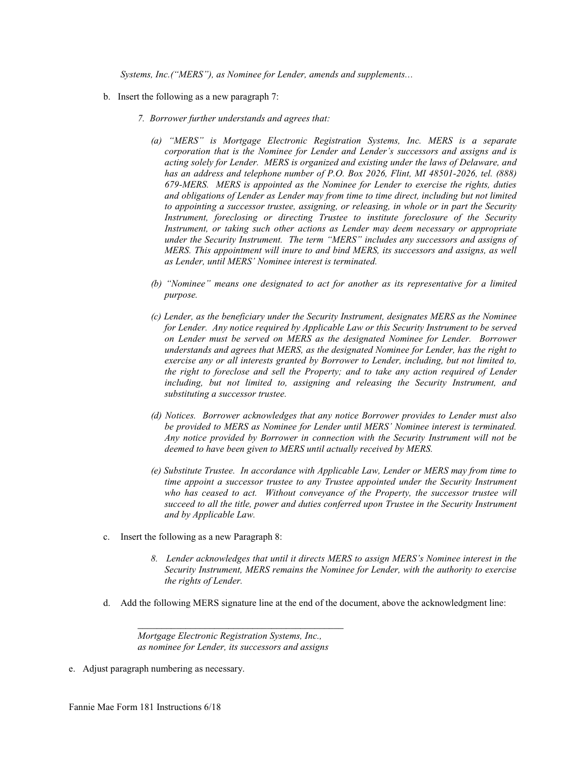*Systems, Inc.("MERS"), as Nominee for Lender, amends and supplements…*

b. Insert the following as a new paragraph 7:

> *7. Borrower further understands and agrees that:*
>
> *(a) "MERS" is Mortgage Electronic Registration Systems, Inc. MERS is a separate corporation that is the Nominee for Lender and Lender's successors and assigns and is acting solely for Lender. MERS is organized and existing under the laws of Delaware, and has an address and telephone number of P.O. Box 2026, Flint, MI 48501-2026, tel. (888) 679-MERS. MERS is appointed as the Nominee for Lender to exercise the rights, duties and obligations of Lender as Lender may from time to time direct, including but not limited to appointing a successor trustee, assigning, or releasing, in whole or in part the Security Instrument, foreclosing or directing Trustee to institute foreclosure of the Security Instrument, or taking such other actions as Lender may deem necessary or appropriate under the Security Instrument. The term "MERS" includes any successors and assigns of MERS. This appointment will inure to and bind MERS, its successors and assigns, as well as Lender, until MERS' Nominee interest is terminated.*
>
> *(b) "Nominee" means one designated to act for another as its representative for a limited purpose.*
>
> *(c) Lender, as the beneficiary under the Security Instrument, designates MERS as the Nominee for Lender. Any notice required by Applicable Law or this Security Instrument to be served on Lender must be served on MERS as the designated Nominee for Lender. Borrower understands and agrees that MERS, as the designated Nominee for Lender, has the right to exercise any or all interests granted by Borrower to Lender, including, but not limited to, the right to foreclose and sell the Property; and to take any action required of Lender including, but not limited to, assigning and releasing the Security Instrument, and substituting a successor trustee.*
>
> *(d) Notices. Borrower acknowledges that any notice Borrower provides to Lender must also be provided to MERS as Nominee for Lender until MERS' Nominee interest is terminated. Any notice provided by Borrower in connection with the Security Instrument will not be deemed to have been given to MERS until actually received by MERS.*
>
> *(e) Substitute Trustee. In accordance with Applicable Law, Lender or MERS may from time to time appoint a successor trustee to any Trustee appointed under the Security Instrument who has ceased to act. Without conveyance of the Property, the successor trustee will succeed to all the title, power and duties conferred upon Trustee in the Security Instrument and by Applicable Law.*

c. Insert the following as a new Paragraph 8:

> *8. Lender acknowledges that until it directs MERS to assign MERS's Nominee interest in the Security Instrument, MERS remains the Nominee for Lender, with the authority to exercise the rights of Lender.*

d. Add the following MERS signature line at the end of the document, above the acknowledgment line:

> \_\_\_\_\_\_\_\_\_\_\_\_\_\_\_\_\_\_\_\_\_\_\_\_\_\_\_\_\_\_\_\_\_\_\_\_\_\_\_\_\_\_\_\_
>
> *Mortgage Electronic Registration Systems, Inc.,*
> *as nominee for Lender, its successors and assigns*

e. Adjust paragraph numbering as necessary.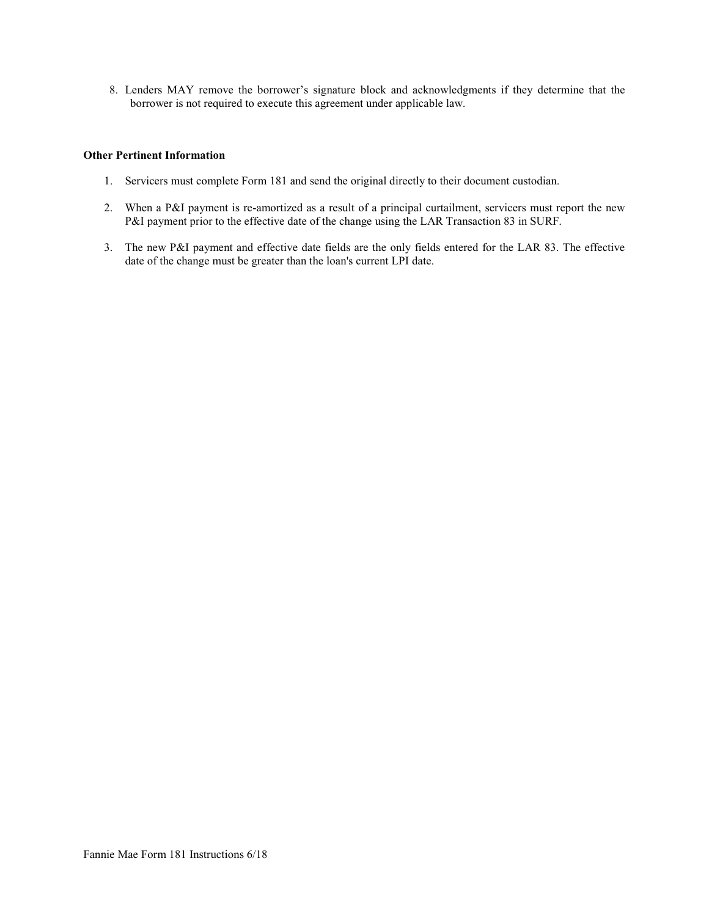8. Lenders MAY remove the borrower's signature block and acknowledgments if they determine that the borrower is not required to execute this agreement under applicable law.

**Other Pertinent Information**

1. Servicers must complete Form 181 and send the original directly to their document custodian.
2. When a P&I payment is re-amortized as a result of a principal curtailment, servicers must report the new P&I payment prior to the effective date of the change using the LAR Transaction 83 in SURF.
3. The new P&I payment and effective date fields are the only fields entered for the LAR 83. The effective date of the change must be greater than the loan's current LPI date.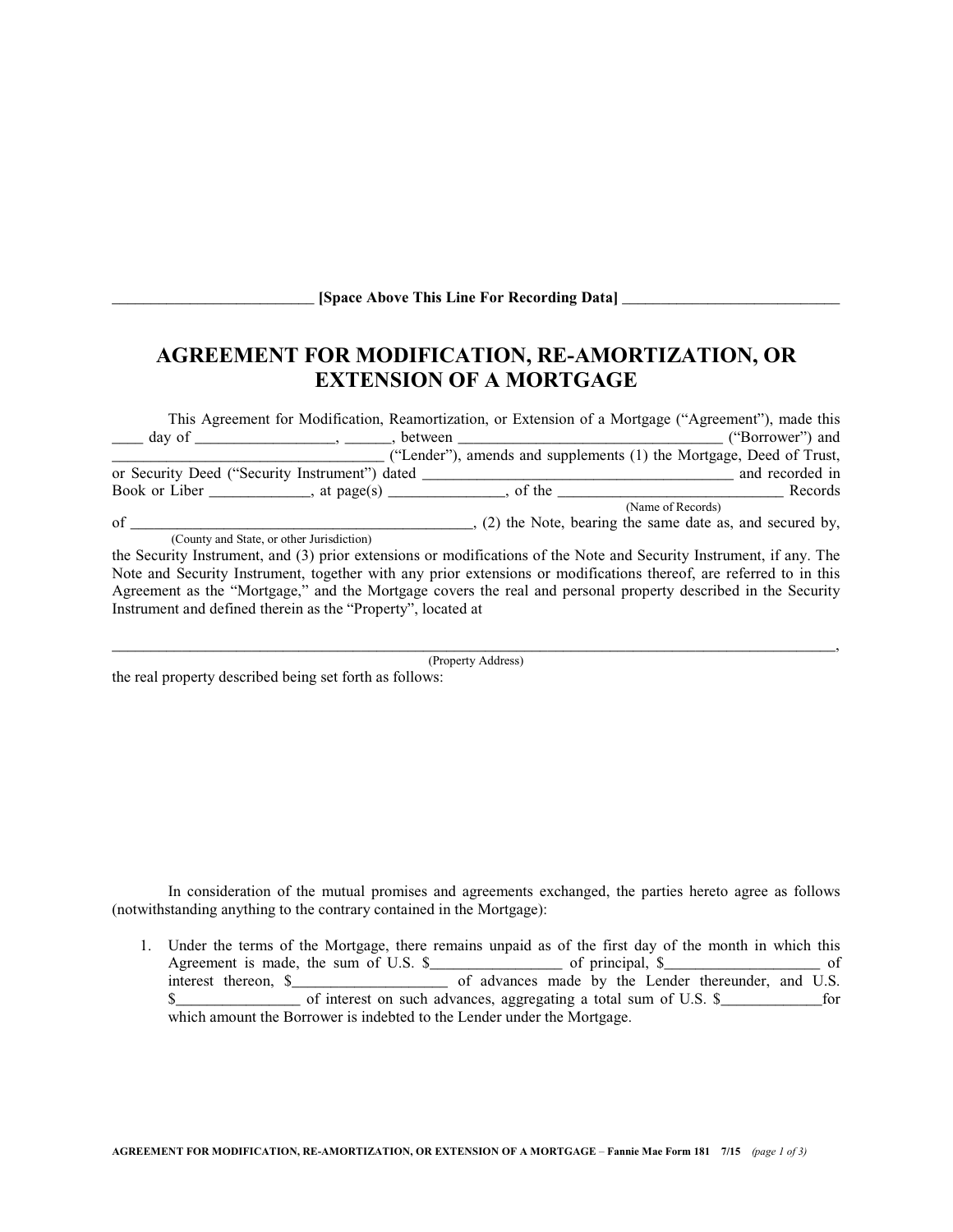_________________________ [Space Above This Line For Recording Data] ___________________________

# AGREEMENT FOR MODIFICATION, RE-AMORTIZATION, OR EXTENSION OF A MORTGAGE

This Agreement for Modification, Reamortization, or Extension of a Mortgage ("Agreement"), made this ____ day of _________________, ______, between _________________________________ ("Borrower") and _________________________________ ("Lender"), amends and supplements (1) the Mortgage, Deed of Trust, or Security Deed ("Security Instrument") dated ________________________________________ and recorded in Book or Liber _____________, at page(s) _______________, of the _____________________________ Records
(Name of Records)
of _____________________________________________, (2) the Note, bearing the same date as, and secured by,
(County and State, or other Jurisdiction)
the Security Instrument, and (3) prior extensions or modifications of the Note and Security Instrument, if any. The Note and Security Instrument, together with any prior extensions or modifications thereof, are referred to in this Agreement as the "Mortgage," and the Mortgage covers the real and personal property described in the Security Instrument and defined therein as the "Property", located at

______________________________________________________________________________________________,
(Property Address)
the real property described being set forth as follows:

In consideration of the mutual promises and agreements exchanged, the parties hereto agree as follows (notwithstanding anything to the contrary contained in the Mortgage):

1. Under the terms of the Mortgage, there remains unpaid as of the first day of the month in which this Agreement is made, the sum of U.S. $________________ of principal, $___________________ of interest thereon, $___________________ of advances made by the Lender thereunder, and U.S. $________________ of interest on such advances, aggregating a total sum of U.S. $_____________for which amount the Borrower is indebted to the Lender under the Mortgage.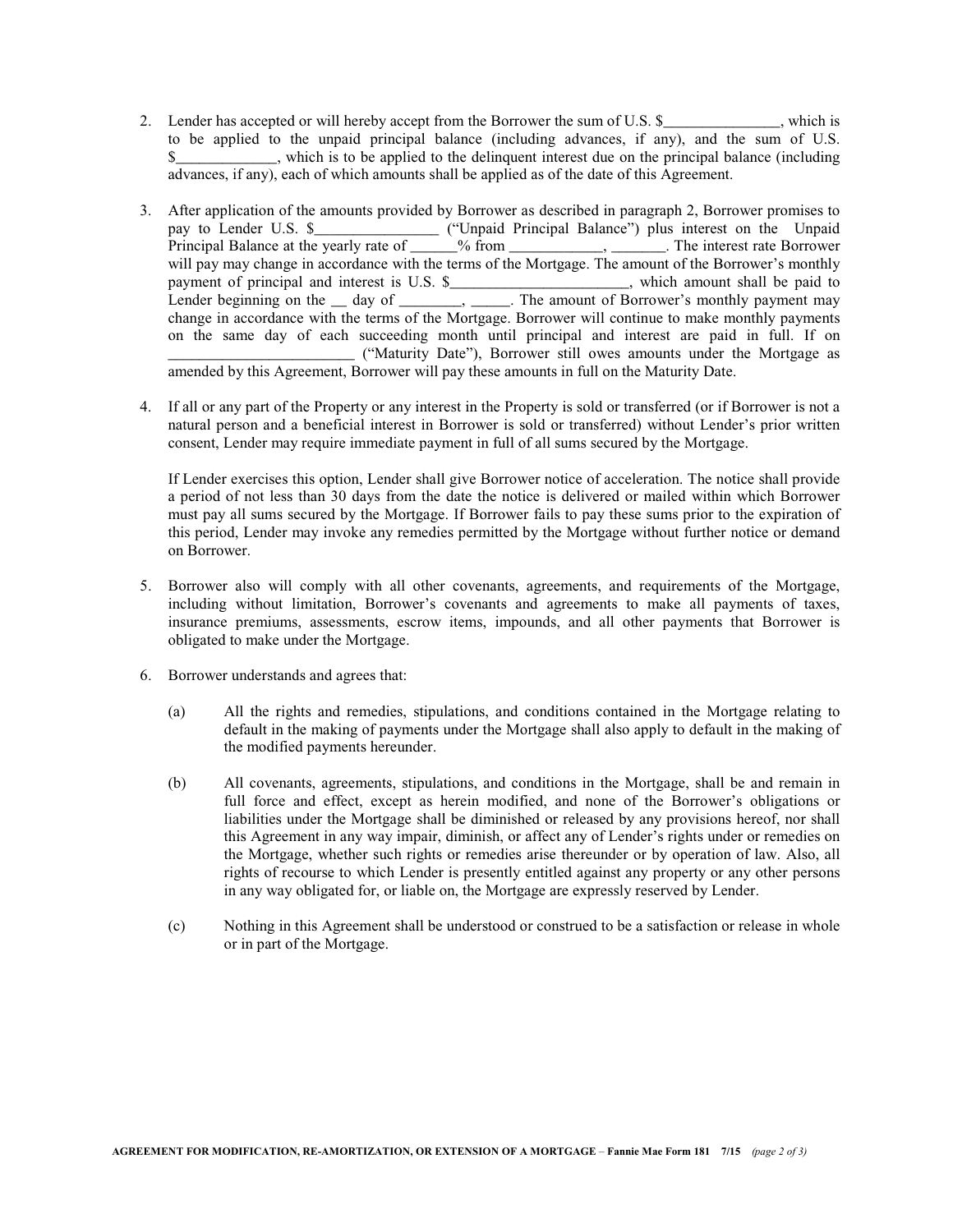2. Lender has accepted or will hereby accept from the Borrower the sum of U.S. $_______________, which is to be applied to the unpaid principal balance (including advances, if any), and the sum of U.S. $_____________, which is to be applied to the delinquent interest due on the principal balance (including advances, if any), each of which amounts shall be applied as of the date of this Agreement.

3. After application of the amounts provided by Borrower as described in paragraph 2, Borrower promises to pay to Lender U.S. $________________ ("Unpaid Principal Balance") plus interest on the Unpaid Principal Balance at the yearly rate of ______% from ____________, _______. The interest rate Borrower will pay may change in accordance with the terms of the Mortgage. The amount of the Borrower's monthly payment of principal and interest is U.S. $_______________________, which amount shall be paid to Lender beginning on the __ day of ________, _____. The amount of Borrower's monthly payment may change in accordance with the terms of the Mortgage. Borrower will continue to make monthly payments on the same day of each succeeding month until principal and interest are paid in full. If on ________________________ ("Maturity Date"), Borrower still owes amounts under the Mortgage as amended by this Agreement, Borrower will pay these amounts in full on the Maturity Date.

4. If all or any part of the Property or any interest in the Property is sold or transferred (or if Borrower is not a natural person and a beneficial interest in Borrower is sold or transferred) without Lender's prior written consent, Lender may require immediate payment in full of all sums secured by the Mortgage.

   If Lender exercises this option, Lender shall give Borrower notice of acceleration. The notice shall provide a period of not less than 30 days from the date the notice is delivered or mailed within which Borrower must pay all sums secured by the Mortgage. If Borrower fails to pay these sums prior to the expiration of this period, Lender may invoke any remedies permitted by the Mortgage without further notice or demand on Borrower.

5. Borrower also will comply with all other covenants, agreements, and requirements of the Mortgage, including without limitation, Borrower's covenants and agreements to make all payments of taxes, insurance premiums, assessments, escrow items, impounds, and all other payments that Borrower is obligated to make under the Mortgage.

6. Borrower understands and agrees that:

   (a) All the rights and remedies, stipulations, and conditions contained in the Mortgage relating to default in the making of payments under the Mortgage shall also apply to default in the making of the modified payments hereunder.

   (b) All covenants, agreements, stipulations, and conditions in the Mortgage, shall be and remain in full force and effect, except as herein modified, and none of the Borrower's obligations or liabilities under the Mortgage shall be diminished or released by any provisions hereof, nor shall this Agreement in any way impair, diminish, or affect any of Lender's rights under or remedies on the Mortgage, whether such rights or remedies arise thereunder or by operation of law. Also, all rights of recourse to which Lender is presently entitled against any property or any other persons in any way obligated for, or liable on, the Mortgage are expressly reserved by Lender.

   (c) Nothing in this Agreement shall be understood or construed to be a satisfaction or release in whole or in part of the Mortgage.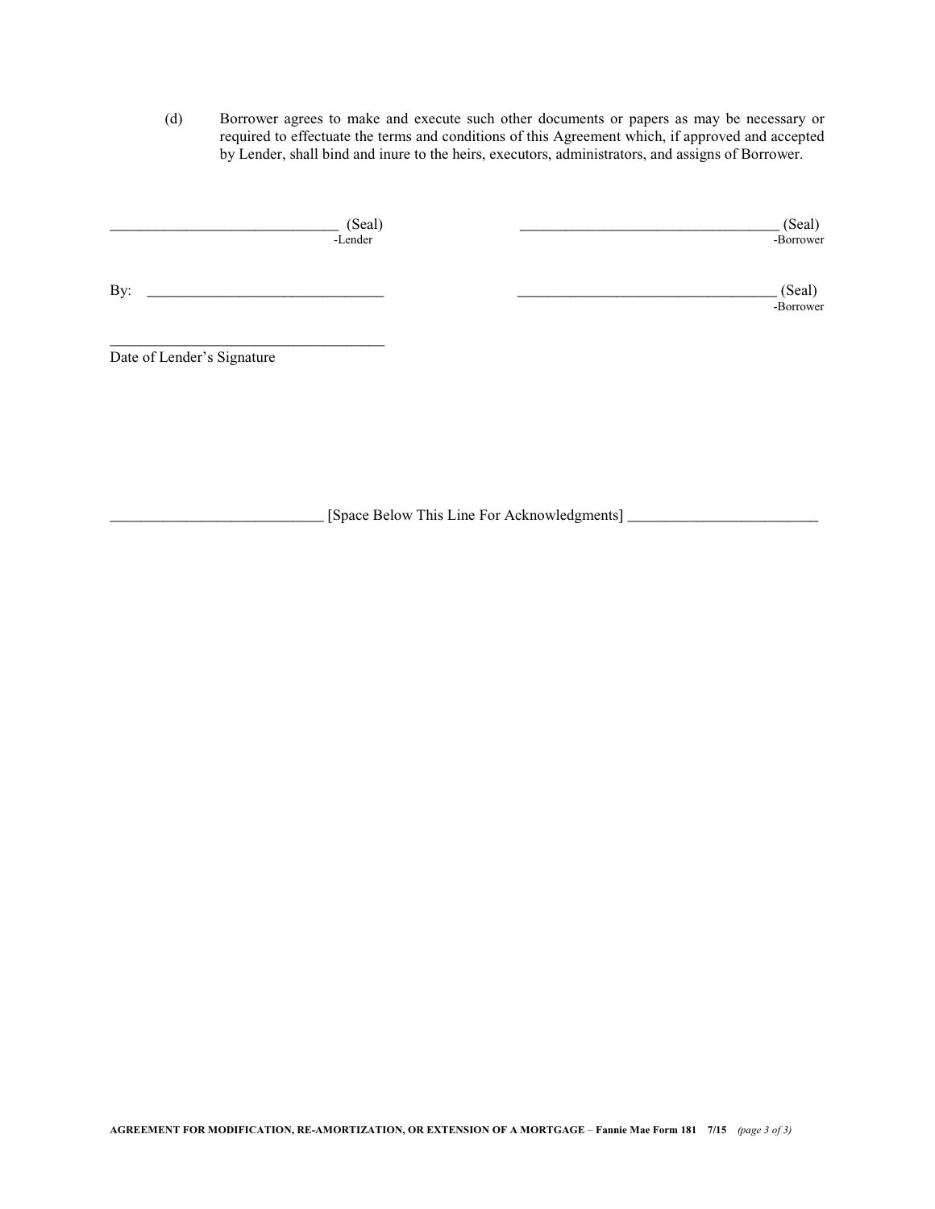(d) Borrower agrees to make and execute such other documents or papers as may be necessary or required to effectuate the terms and conditions of this Agreement which, if approved and accepted by Lender, shall bind and inure to the heirs, executors, administrators, and assigns of Borrower.

| | |
|---|---|
| ______________________________ (Seal)<br>-Lender | __________________________________ (Seal)<br>-Borrower |
| By: _______________________________ | __________________________________ (Seal)<br>-Borrower |
| _____________________________________<br>Date of Lender's Signature | |

____________________________ [Space Below This Line For Acknowledgments] _________________________